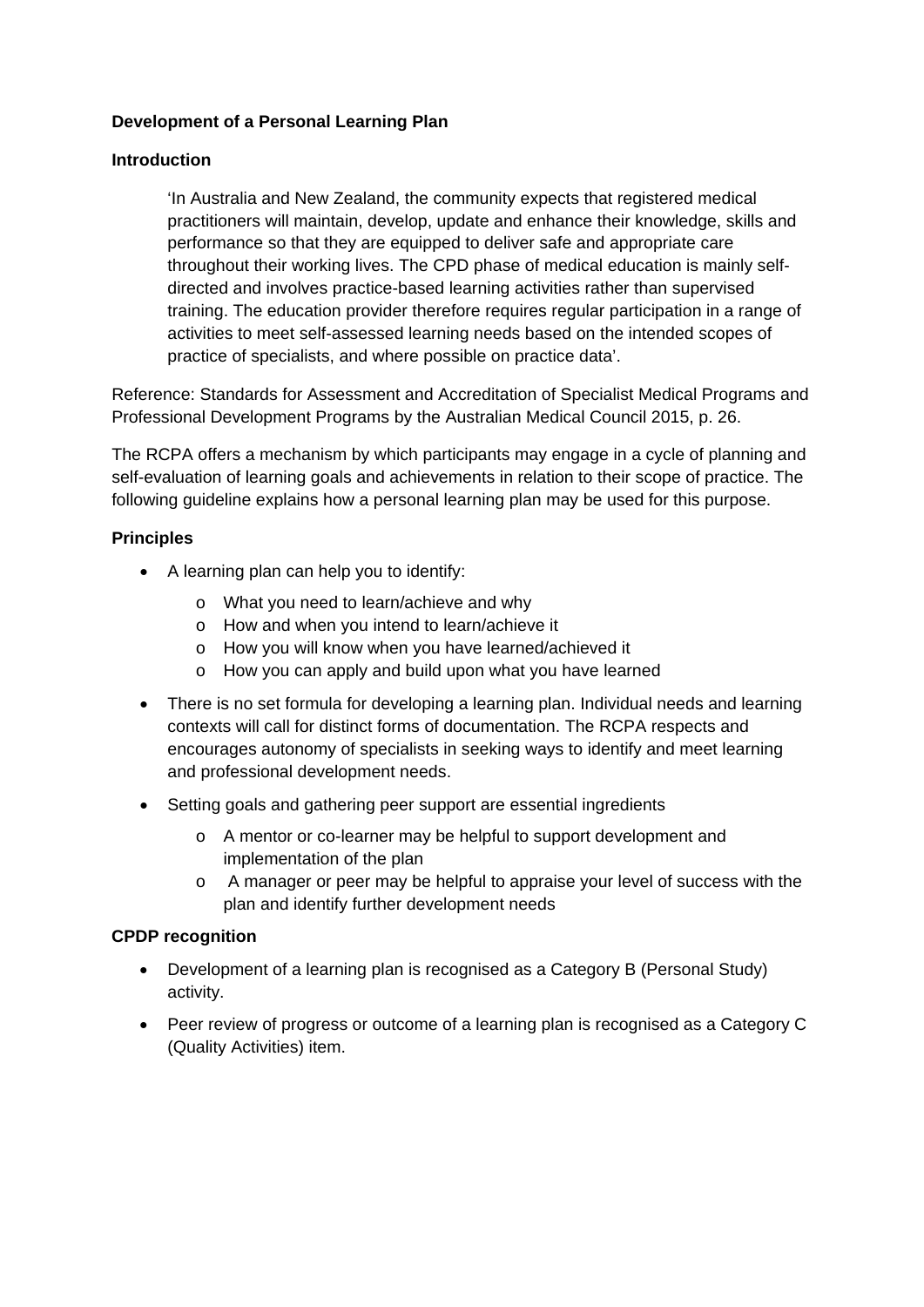**Development of a Personal Learning Plan**

**Introduction**

> 'In Australia and New Zealand, the community expects that registered medical practitioners will maintain, develop, update and enhance their knowledge, skills and performance so that they are equipped to deliver safe and appropriate care throughout their working lives. The CPD phase of medical education is mainly self-directed and involves practice-based learning activities rather than supervised training. The education provider therefore requires regular participation in a range of activities to meet self-assessed learning needs based on the intended scopes of practice of specialists, and where possible on practice data'.

Reference: Standards for Assessment and Accreditation of Specialist Medical Programs and Professional Development Programs by the Australian Medical Council 2015, p. 26.

The RCPA offers a mechanism by which participants may engage in a cycle of planning and self-evaluation of learning goals and achievements in relation to their scope of practice. The following guideline explains how a personal learning plan may be used for this purpose.

**Principles**

- A learning plan can help you to identify:
  - What you need to learn/achieve and why
  - How and when you intend to learn/achieve it
  - How you will know when you have learned/achieved it
  - How you can apply and build upon what you have learned
- There is no set formula for developing a learning plan. Individual needs and learning contexts will call for distinct forms of documentation. The RCPA respects and encourages autonomy of specialists in seeking ways to identify and meet learning and professional development needs.
- Setting goals and gathering peer support are essential ingredients
  - A mentor or co-learner may be helpful to support development and implementation of the plan
  - A manager or peer may be helpful to appraise your level of success with the plan and identify further development needs

**CPDP recognition**

- Development of a learning plan is recognised as a Category B (Personal Study) activity.
- Peer review of progress or outcome of a learning plan is recognised as a Category C (Quality Activities) item.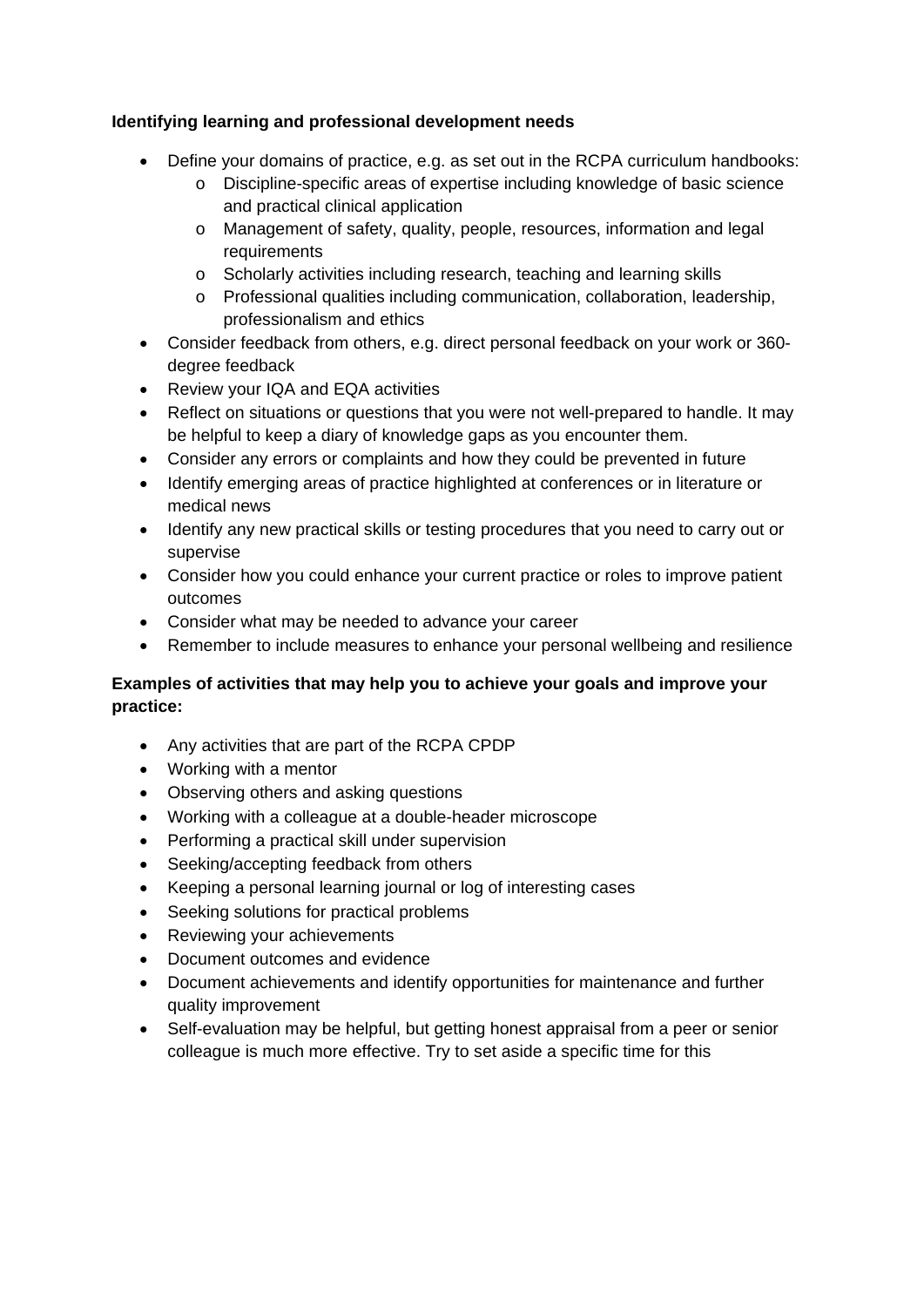**Identifying learning and professional development needs**

- Define your domains of practice, e.g. as set out in the RCPA curriculum handbooks:
  - Discipline-specific areas of expertise including knowledge of basic science and practical clinical application
  - Management of safety, quality, people, resources, information and legal requirements
  - Scholarly activities including research, teaching and learning skills
  - Professional qualities including communication, collaboration, leadership, professionalism and ethics
- Consider feedback from others, e.g. direct personal feedback on your work or 360-degree feedback
- Review your IQA and EQA activities
- Reflect on situations or questions that you were not well-prepared to handle. It may be helpful to keep a diary of knowledge gaps as you encounter them.
- Consider any errors or complaints and how they could be prevented in future
- Identify emerging areas of practice highlighted at conferences or in literature or medical news
- Identify any new practical skills or testing procedures that you need to carry out or supervise
- Consider how you could enhance your current practice or roles to improve patient outcomes
- Consider what may be needed to advance your career
- Remember to include measures to enhance your personal wellbeing and resilience

**Examples of activities that may help you to achieve your goals and improve your practice:**

- Any activities that are part of the RCPA CPDP
- Working with a mentor
- Observing others and asking questions
- Working with a colleague at a double-header microscope
- Performing a practical skill under supervision
- Seeking/accepting feedback from others
- Keeping a personal learning journal or log of interesting cases
- Seeking solutions for practical problems
- Reviewing your achievements
- Document outcomes and evidence
- Document achievements and identify opportunities for maintenance and further quality improvement
- Self-evaluation may be helpful, but getting honest appraisal from a peer or senior colleague is much more effective. Try to set aside a specific time for this